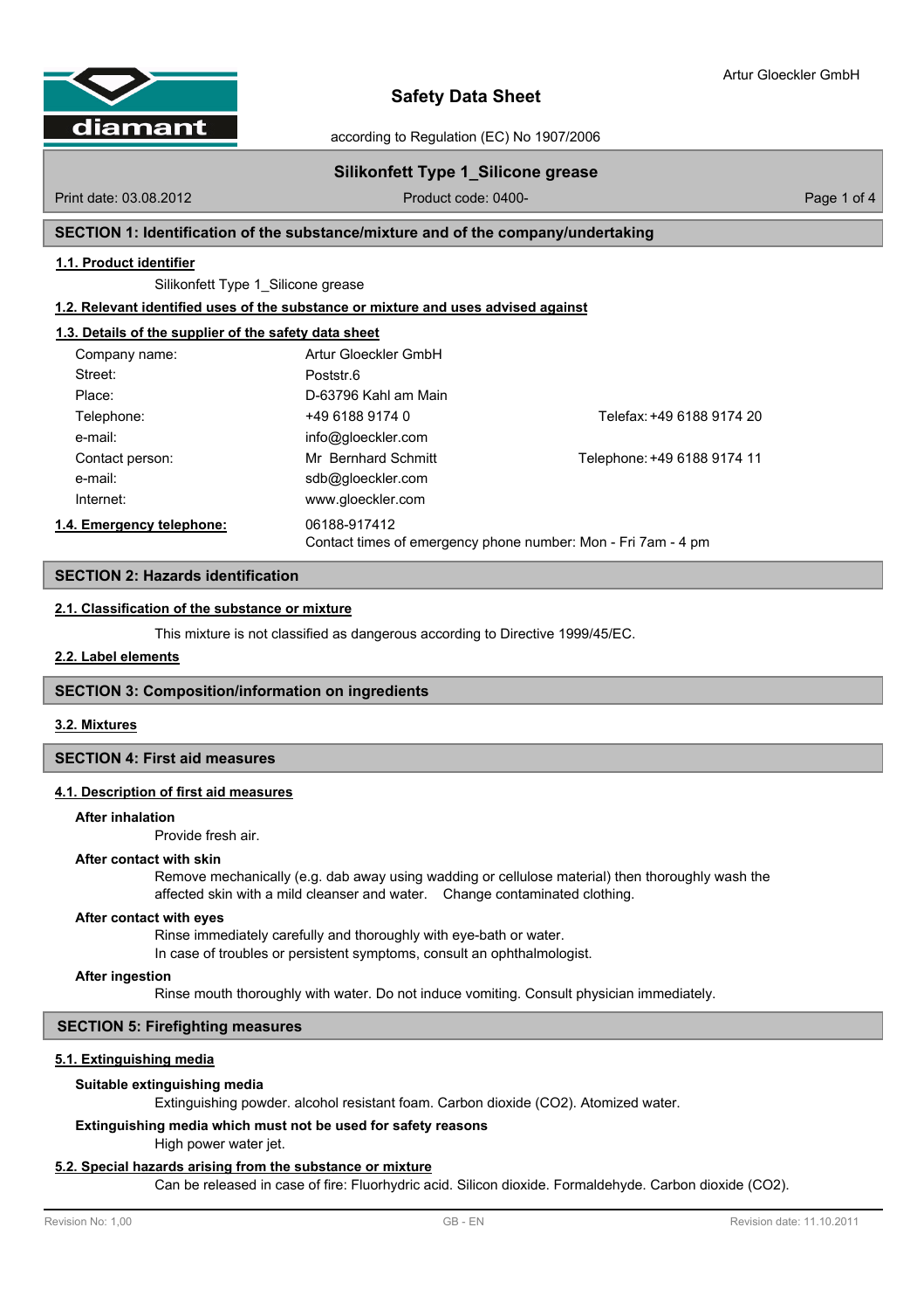# Safety Data Sheet

according to Regulation (EC) No 1907/2006

**Silikonfett Type 1_Silicone grease**

Print date: 03.08.2012 Product code: 0400-

## SECTION 1: Identification of the substance/mixture and of the company/undertaking

### 1.1. Product identifier

Silikonfett Type 1_Silicone grease

### 1.2. Relevant identified uses of the substance or mixture and uses advised against

### 1.3. Details of the supplier of the safety data sheet

| | | |
|---|---|---|
| Company name: | Artur Gloeckler GmbH | |
| Street: | Poststr.6 | |
| Place: | D-63796 Kahl am Main | |
| Telephone: | +49 6188 9174 0 | Telefax: +49 6188 9174 20 |
| e-mail: | info@gloeckler.com | |
| Contact person: | Mr Bernhard Schmitt | Telephone: +49 6188 9174 11 |
| e-mail: | sdb@gloeckler.com | |
| Internet: | www.gloeckler.com | |

### 1.4. Emergency telephone:

06188-917412
Contact times of emergency phone number: Mon - Fri 7am - 4 pm

## SECTION 2: Hazards identification

### 2.1. Classification of the substance or mixture

This mixture is not classified as dangerous according to Directive 1999/45/EC.

### 2.2. Label elements

## SECTION 3: Composition/information on ingredients

### 3.2. Mixtures

## SECTION 4: First aid measures

### 4.1. Description of first aid measures

**After inhalation**

Provide fresh air.

**After contact with skin**

Remove mechanically (e.g. dab away using wadding or cellulose material) then thoroughly wash the affected skin with a mild cleanser and water. Change contaminated clothing.

**After contact with eyes**

Rinse immediately carefully and thoroughly with eye-bath or water.
In case of troubles or persistent symptoms, consult an ophthalmologist.

**After ingestion**

Rinse mouth thoroughly with water. Do not induce vomiting. Consult physician immediately.

## SECTION 5: Firefighting measures

### 5.1. Extinguishing media

**Suitable extinguishing media**

Extinguishing powder. alcohol resistant foam. Carbon dioxide ($CO_2$). Atomized water.

**Extinguishing media which must not be used for safety reasons**

High power water jet.

### 5.2. Special hazards arising from the substance or mixture

Can be released in case of fire: Fluorhydric acid. Silicon dioxide. Formaldehyde. Carbon dioxide ($CO_2$).

Revision No: 1,00 GB - EN Revision date: 11.10.2011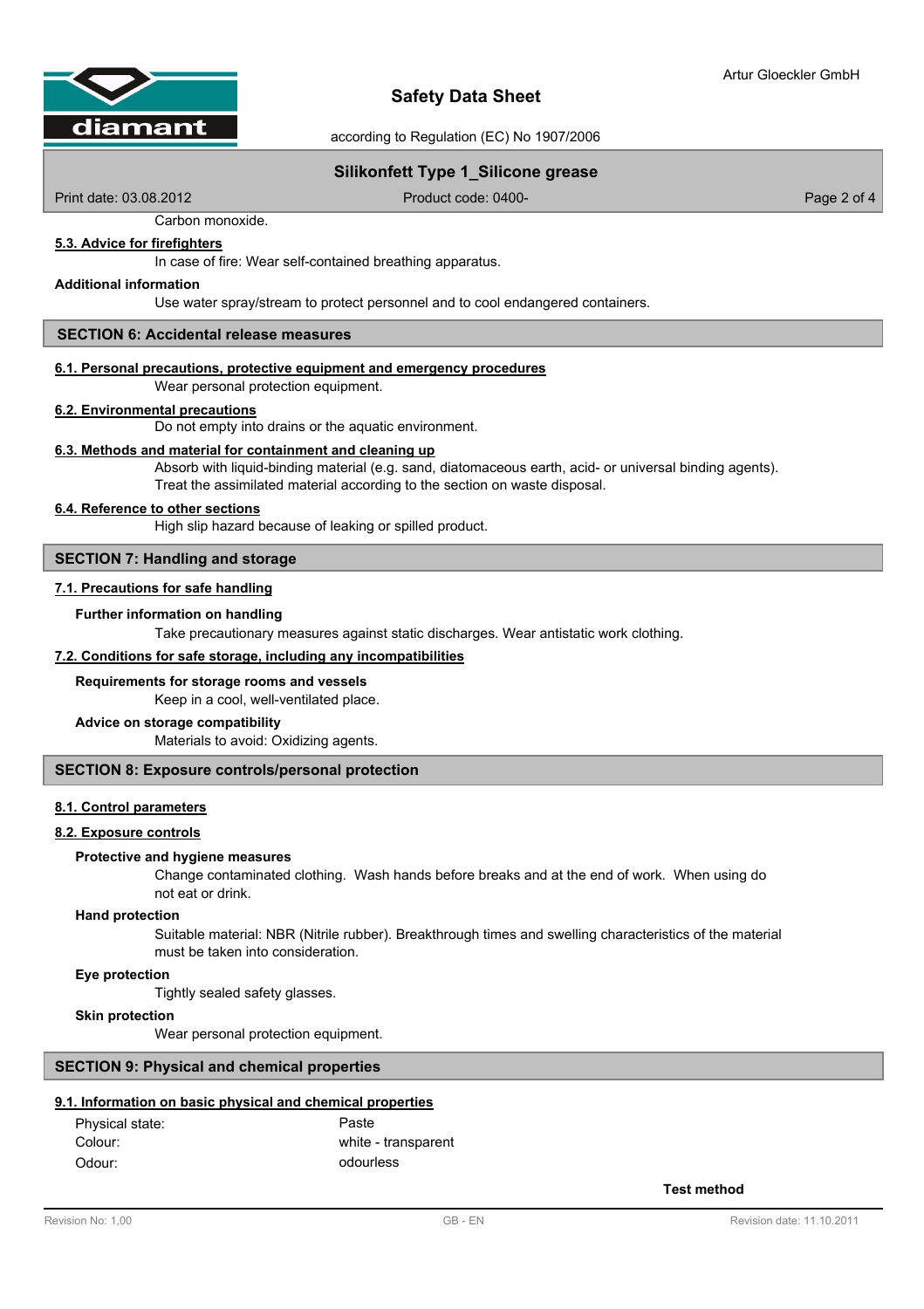Carbon monoxide.

**5.3. Advice for firefighters**

In case of fire: Wear self-contained breathing apparatus.

**Additional information**

Use water spray/stream to protect personnel and to cool endangered containers.

## SECTION 6: Accidental release measures

**6.1. Personal precautions, protective equipment and emergency procedures**

Wear personal protection equipment.

**6.2. Environmental precautions**

Do not empty into drains or the aquatic environment.

**6.3. Methods and material for containment and cleaning up**

Absorb with liquid-binding material (e.g. sand, diatomaceous earth, acid- or universal binding agents).
Treat the assimilated material according to the section on waste disposal.

**6.4. Reference to other sections**

High slip hazard because of leaking or spilled product.

## SECTION 7: Handling and storage

**7.1. Precautions for safe handling**

**Further information on handling**

Take precautionary measures against static discharges. Wear antistatic work clothing.

**7.2. Conditions for safe storage, including any incompatibilities**

**Requirements for storage rooms and vessels**

Keep in a cool, well-ventilated place.

**Advice on storage compatibility**

Materials to avoid: Oxidizing agents.

## SECTION 8: Exposure controls/personal protection

**8.1. Control parameters**

**8.2. Exposure controls**

**Protective and hygiene measures**

Change contaminated clothing. Wash hands before breaks and at the end of work. When using do not eat or drink.

**Hand protection**

Suitable material: NBR (Nitrile rubber). Breakthrough times and swelling characteristics of the material must be taken into consideration.

**Eye protection**

Tightly sealed safety glasses.

**Skin protection**

Wear personal protection equipment.

## SECTION 9: Physical and chemical properties

**9.1. Information on basic physical and chemical properties**

| | | |
|---|---|---|
| Physical state: | Paste | |
| Colour: | white - transparent | |
| Odour: | odourless | |
| | | **Test method** |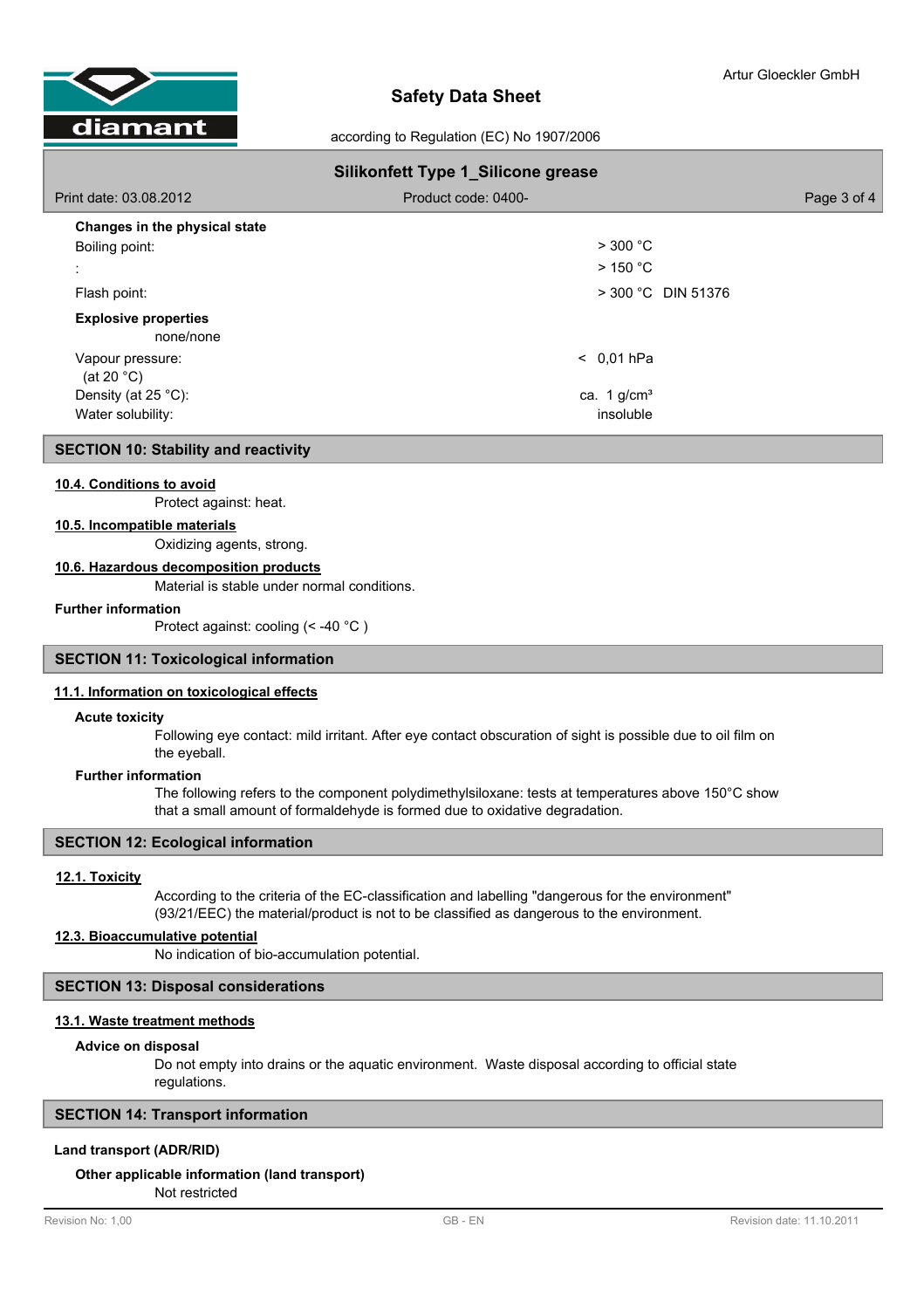**Changes in the physical state**

| | |
|---|---|
| Boiling point: | > 300 °C |
| : | > 150 °C |
| Flash point: | > 300 °C DIN 51376 |

**Explosive properties**

none/none

| | |
|---|---|
| Vapour pressure: (at 20 °C) | < 0,01 hPa |
| Density (at 25 °C): | ca. 1 g/cm³ |
| Water solubility: | insoluble |

## SECTION 10: Stability and reactivity

### 10.4. Conditions to avoid

Protect against: heat.

### 10.5. Incompatible materials

Oxidizing agents, strong.

### 10.6. Hazardous decomposition products

Material is stable under normal conditions.

**Further information**

Protect against: cooling (< -40 °C )

## SECTION 11: Toxicological information

### 11.1. Information on toxicological effects

**Acute toxicity**

Following eye contact: mild irritant. After eye contact obscuration of sight is possible due to oil film on the eyeball.

**Further information**

The following refers to the component polydimethylsiloxane: tests at temperatures above 150°C show that a small amount of formaldehyde is formed due to oxidative degradation.

## SECTION 12: Ecological information

### 12.1. Toxicity

According to the criteria of the EC-classification and labelling "dangerous for the environment" (93/21/EEC) the material/product is not to be classified as dangerous to the environment.

### 12.3. Bioaccumulative potential

No indication of bio-accumulation potential.

## SECTION 13: Disposal considerations

### 13.1. Waste treatment methods

**Advice on disposal**

Do not empty into drains or the aquatic environment. Waste disposal according to official state regulations.

## SECTION 14: Transport information

**Land transport (ADR/RID)**

**Other applicable information (land transport)**

Not restricted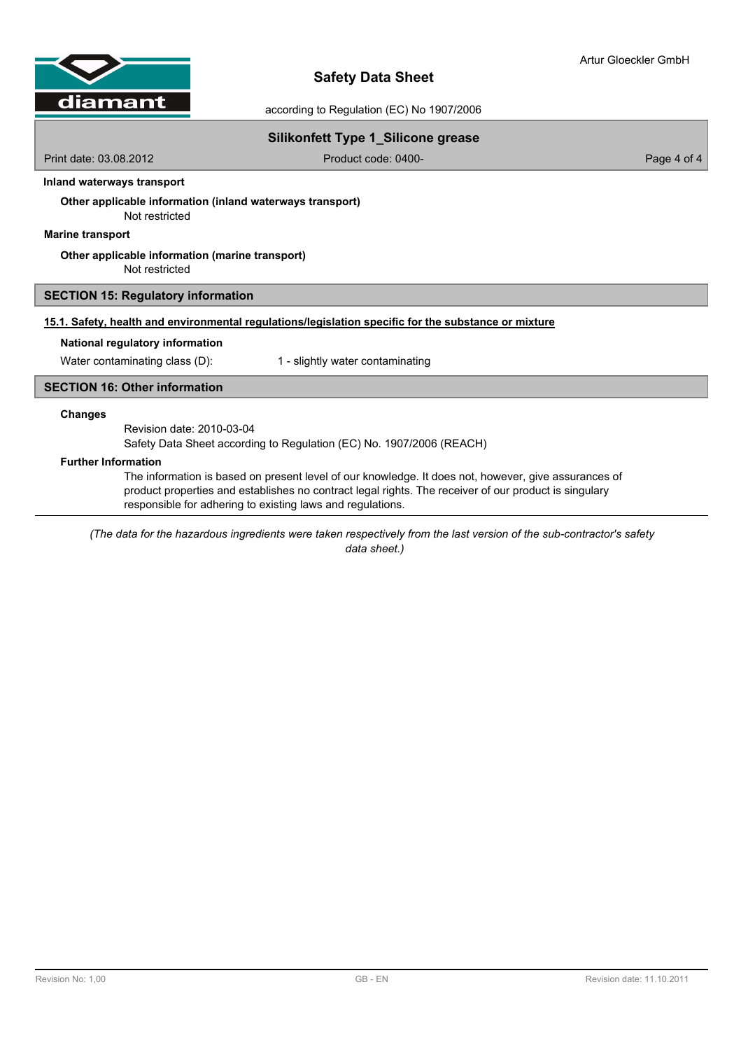**Inland waterways transport**

**Other applicable information (inland waterways transport)**

Not restricted

**Marine transport**

**Other applicable information (marine transport)**

Not restricted

## SECTION 15: Regulatory information

### 15.1. Safety, health and environmental regulations/legislation specific for the substance or mixture

**National regulatory information**

Water contaminating class (D): 1 - slightly water contaminating

## SECTION 16: Other information

**Changes**

Revision date: 2010-03-04

Safety Data Sheet according to Regulation (EC) No. 1907/2006 (REACH)

**Further Information**

The information is based on present level of our knowledge. It does not, however, give assurances of product properties and establishes no contract legal rights. The receiver of our product is singulary responsible for adhering to existing laws and regulations.

*(The data for the hazardous ingredients were taken respectively from the last version of the sub-contractor's safety data sheet.)*